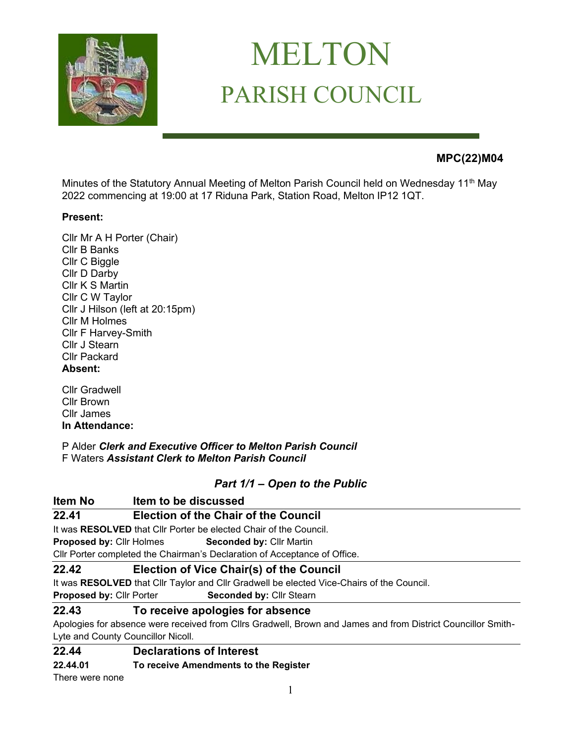# MELTON
## PARISH COUNCIL

**MPC(22)M04**

Minutes of the Statutory Annual Meeting of Melton Parish Council held on Wednesday 11th May 2022 commencing at 19:00 at 17 Riduna Park, Station Road, Melton IP12 1QT.

**Present:**

Cllr Mr A H Porter (Chair)
Cllr B Banks
Cllr C Biggle
Cllr D Darby
Cllr K S Martin
Cllr C W Taylor
Cllr J Hilson (left at 20:15pm)
Cllr M Holmes
Cllr F Harvey-Smith
Cllr J Stearn
Cllr Packard

**Absent:**

Cllr Gradwell
Cllr Brown
Cllr James

**In Attendance:**

P Alder ***Clerk and Executive Officer to Melton Parish Council***
F Waters ***Assistant Clerk to Melton Parish Council***

### *Part 1/1 – Open to the Public*

| Item No | Item to be discussed |
|---|---|

**22.41 Election of the Chair of the Council**

It was **RESOLVED** that Cllr Porter be elected Chair of the Council.

**Proposed by:** Cllr Holmes **Seconded by:** Cllr Martin

Cllr Porter completed the Chairman's Declaration of Acceptance of Office.

**22.42 Election of Vice Chair(s) of the Council**

It was **RESOLVED** that Cllr Taylor and Cllr Gradwell be elected Vice-Chairs of the Council.

**Proposed by:** Cllr Porter **Seconded by:** Cllr Stearn

**22.43 To receive apologies for absence**

Apologies for absence were received from Cllrs Gradwell, Brown and James and from District Councillor Smith-Lyte and County Councillor Nicoll.

**22.44 Declarations of Interest**

**22.44.01 To receive Amendments to the Register**

There were none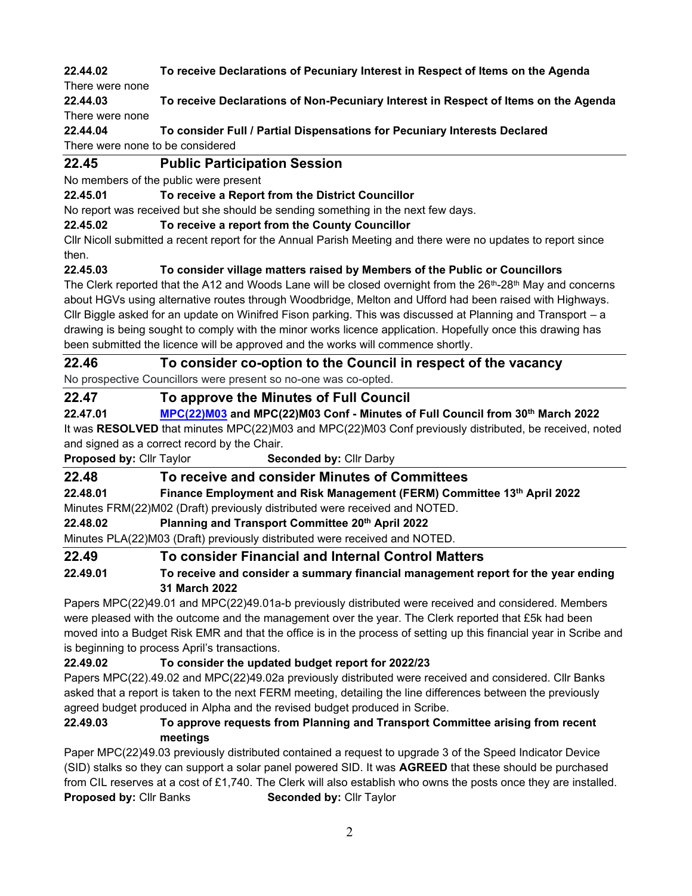**22.44.02 To receive Declarations of Pecuniary Interest in Respect of Items on the Agenda**

There were none

**22.44.03 To receive Declarations of Non-Pecuniary Interest in Respect of Items on the Agenda**

There were none

**22.44.04 To consider Full / Partial Dispensations for Pecuniary Interests Declared**

There were none to be considered

## 22.45 Public Participation Session

No members of the public were present

**22.45.01 To receive a Report from the District Councillor**

No report was received but she should be sending something in the next few days.

**22.45.02 To receive a report from the County Councillor**

Cllr Nicoll submitted a recent report for the Annual Parish Meeting and there were no updates to report since then.

**22.45.03 To consider village matters raised by Members of the Public or Councillors**

The Clerk reported that the A12 and Woods Lane will be closed overnight from the 26th-28th May and concerns about HGVs using alternative routes through Woodbridge, Melton and Ufford had been raised with Highways. Cllr Biggle asked for an update on Winifred Fison parking. This was discussed at Planning and Transport – a drawing is being sought to comply with the minor works licence application. Hopefully once this drawing has been submitted the licence will be approved and the works will commence shortly.

## 22.46 To consider co-option to the Council in respect of the vacancy

No prospective Councillors were present so no-one was co-opted.

## 22.47 To approve the Minutes of Full Council

**22.47.01 MPC(22)M03 and MPC(22)M03 Conf - Minutes of Full Council from 30th March 2022**

It was **RESOLVED** that minutes MPC(22)M03 and MPC(22)M03 Conf previously distributed, be received, noted and signed as a correct record by the Chair.

**Proposed by:** Cllr Taylor **Seconded by:** Cllr Darby

## 22.48 To receive and consider Minutes of Committees

**22.48.01 Finance Employment and Risk Management (FERM) Committee 13th April 2022**

Minutes FRM(22)M02 (Draft) previously distributed were received and NOTED.

**22.48.02 Planning and Transport Committee 20th April 2022**

Minutes PLA(22)M03 (Draft) previously distributed were received and NOTED.

## 22.49 To consider Financial and Internal Control Matters

**22.49.01 To receive and consider a summary financial management report for the year ending 31 March 2022**

Papers MPC(22)49.01 and MPC(22)49.01a-b previously distributed were received and considered. Members were pleased with the outcome and the management over the year. The Clerk reported that £5k had been moved into a Budget Risk EMR and that the office is in the process of setting up this financial year in Scribe and is beginning to process April's transactions.

**22.49.02 To consider the updated budget report for 2022/23**

Papers MPC(22).49.02 and MPC(22)49.02a previously distributed were received and considered. Cllr Banks asked that a report is taken to the next FERM meeting, detailing the line differences between the previously agreed budget produced in Alpha and the revised budget produced in Scribe.

**22.49.03 To approve requests from Planning and Transport Committee arising from recent meetings**

Paper MPC(22)49.03 previously distributed contained a request to upgrade 3 of the Speed Indicator Device (SID) stalks so they can support a solar panel powered SID. It was **AGREED** that these should be purchased from CIL reserves at a cost of £1,740. The Clerk will also establish who owns the posts once they are installed.

**Proposed by:** Cllr Banks **Seconded by:** Cllr Taylor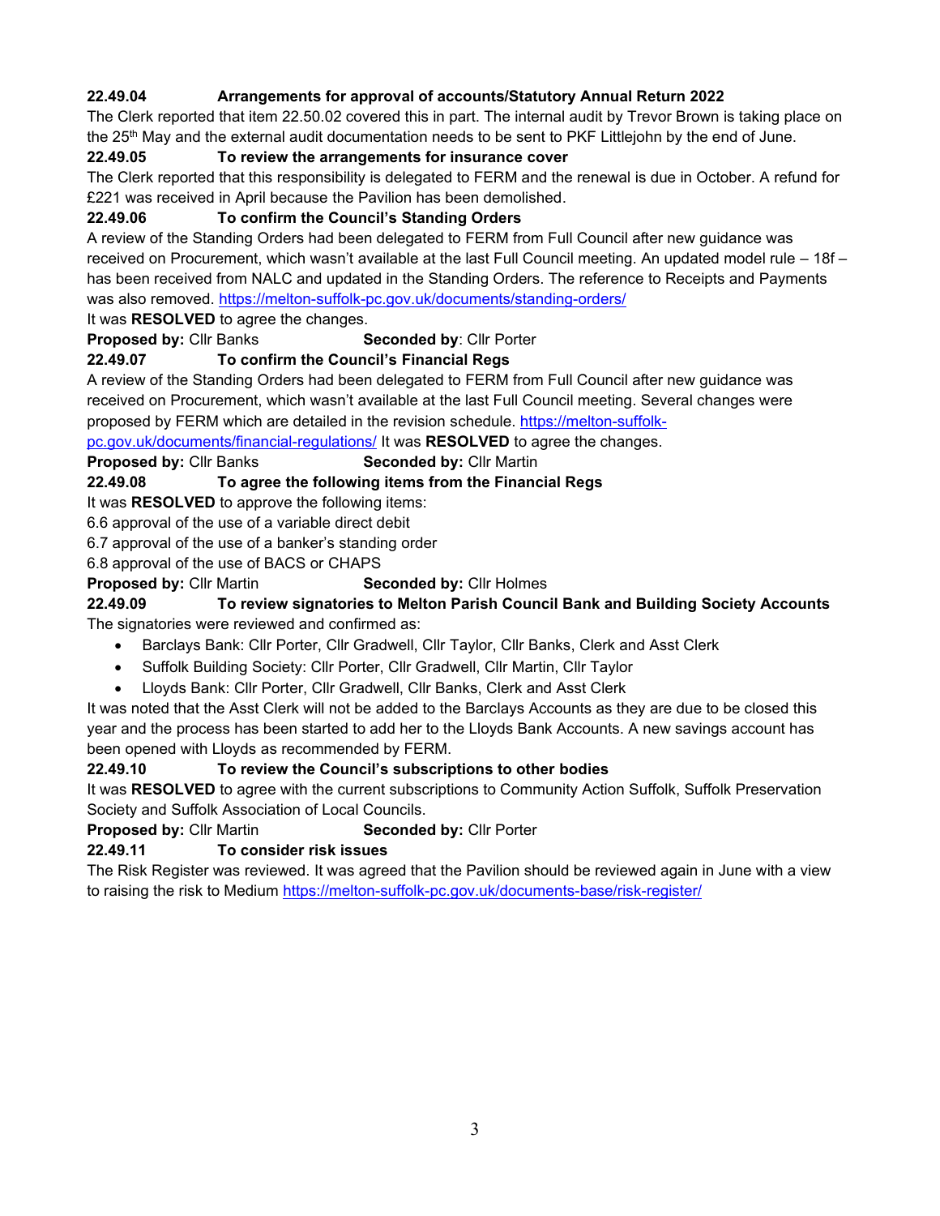**22.49.04 Arrangements for approval of accounts/Statutory Annual Return 2022**

The Clerk reported that item 22.50.02 covered this in part. The internal audit by Trevor Brown is taking place on the 25th May and the external audit documentation needs to be sent to PKF Littlejohn by the end of June.

**22.49.05 To review the arrangements for insurance cover**

The Clerk reported that this responsibility is delegated to FERM and the renewal is due in October. A refund for £221 was received in April because the Pavilion has been demolished.

**22.49.06 To confirm the Council's Standing Orders**

A review of the Standing Orders had been delegated to FERM from Full Council after new guidance was received on Procurement, which wasn't available at the last Full Council meeting. An updated model rule – 18f – has been received from NALC and updated in the Standing Orders. The reference to Receipts and Payments was also removed. https://melton-suffolk-pc.gov.uk/documents/standing-orders/

It was **RESOLVED** to agree the changes.

**Proposed by:** Cllr Banks **Seconded by**: Cllr Porter

**22.49.07 To confirm the Council's Financial Regs**

A review of the Standing Orders had been delegated to FERM from Full Council after new guidance was received on Procurement, which wasn't available at the last Full Council meeting. Several changes were proposed by FERM which are detailed in the revision schedule. https://melton-suffolk-pc.gov.uk/documents/financial-regulations/ It was **RESOLVED** to agree the changes.

**Proposed by:** Cllr Banks **Seconded by:** Cllr Martin

**22.49.08 To agree the following items from the Financial Regs**

It was **RESOLVED** to approve the following items:

6.6 approval of the use of a variable direct debit

6.7 approval of the use of a banker's standing order

6.8 approval of the use of BACS or CHAPS

**Proposed by:** Cllr Martin **Seconded by:** Cllr Holmes

**22.49.09 To review signatories to Melton Parish Council Bank and Building Society Accounts**

The signatories were reviewed and confirmed as:

- Barclays Bank: Cllr Porter, Cllr Gradwell, Cllr Taylor, Cllr Banks, Clerk and Asst Clerk
- Suffolk Building Society: Cllr Porter, Cllr Gradwell, Cllr Martin, Cllr Taylor
- Lloyds Bank: Cllr Porter, Cllr Gradwell, Cllr Banks, Clerk and Asst Clerk

It was noted that the Asst Clerk will not be added to the Barclays Accounts as they are due to be closed this year and the process has been started to add her to the Lloyds Bank Accounts. A new savings account has been opened with Lloyds as recommended by FERM.

**22.49.10 To review the Council's subscriptions to other bodies**

It was **RESOLVED** to agree with the current subscriptions to Community Action Suffolk, Suffolk Preservation Society and Suffolk Association of Local Councils.

**Proposed by:** Cllr Martin **Seconded by:** Cllr Porter

**22.49.11 To consider risk issues**

The Risk Register was reviewed. It was agreed that the Pavilion should be reviewed again in June with a view to raising the risk to Medium https://melton-suffolk-pc.gov.uk/documents-base/risk-register/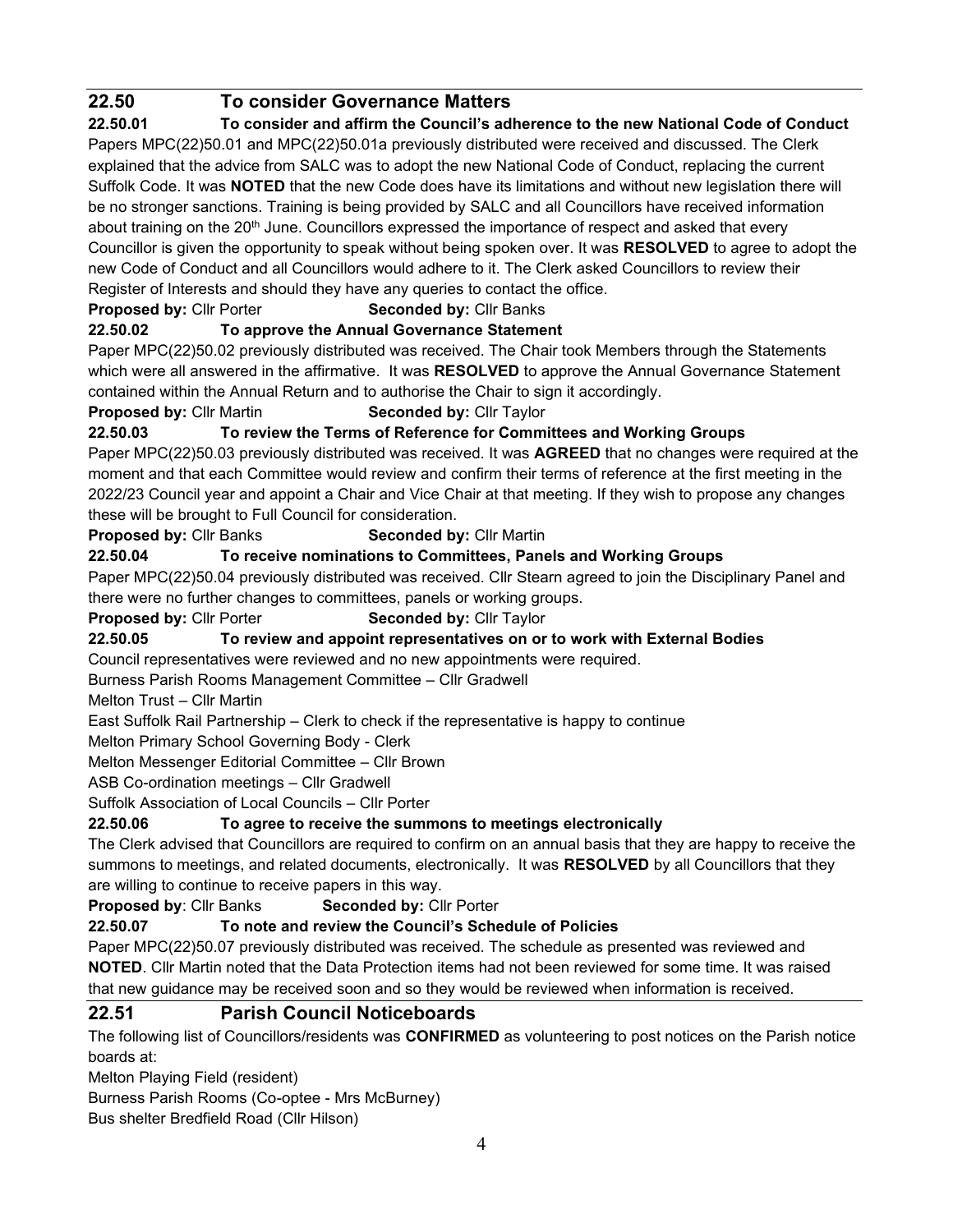## 22.50 To consider Governance Matters

### 22.50.01 To consider and affirm the Council's adherence to the new National Code of Conduct

Papers MPC(22)50.01 and MPC(22)50.01a previously distributed were received and discussed. The Clerk explained that the advice from SALC was to adopt the new National Code of Conduct, replacing the current Suffolk Code. It was **NOTED** that the new Code does have its limitations and without new legislation there will be no stronger sanctions. Training is being provided by SALC and all Councillors have received information about training on the 20th June. Councillors expressed the importance of respect and asked that every Councillor is given the opportunity to speak without being spoken over. It was **RESOLVED** to agree to adopt the new Code of Conduct and all Councillors would adhere to it. The Clerk asked Councillors to review their Register of Interests and should they have any queries to contact the office.

**Proposed by:** Cllr Porter **Seconded by:** Cllr Banks

### 22.50.02 To approve the Annual Governance Statement

Paper MPC(22)50.02 previously distributed was received. The Chair took Members through the Statements which were all answered in the affirmative. It was **RESOLVED** to approve the Annual Governance Statement contained within the Annual Return and to authorise the Chair to sign it accordingly.

**Proposed by:** Cllr Martin **Seconded by:** Cllr Taylor

### 22.50.03 To review the Terms of Reference for Committees and Working Groups

Paper MPC(22)50.03 previously distributed was received. It was **AGREED** that no changes were required at the moment and that each Committee would review and confirm their terms of reference at the first meeting in the 2022/23 Council year and appoint a Chair and Vice Chair at that meeting. If they wish to propose any changes these will be brought to Full Council for consideration.

**Proposed by:** Cllr Banks **Seconded by:** Cllr Martin

### 22.50.04 To receive nominations to Committees, Panels and Working Groups

Paper MPC(22)50.04 previously distributed was received. Cllr Stearn agreed to join the Disciplinary Panel and there were no further changes to committees, panels or working groups.

**Proposed by:** Cllr Porter **Seconded by:** Cllr Taylor

### 22.50.05 To review and appoint representatives on or to work with External Bodies

Council representatives were reviewed and no new appointments were required.

Burness Parish Rooms Management Committee – Cllr Gradwell

Melton Trust – Cllr Martin

East Suffolk Rail Partnership – Clerk to check if the representative is happy to continue

Melton Primary School Governing Body - Clerk

Melton Messenger Editorial Committee – Cllr Brown

ASB Co-ordination meetings – Cllr Gradwell

Suffolk Association of Local Councils – Cllr Porter

### 22.50.06 To agree to receive the summons to meetings electronically

The Clerk advised that Councillors are required to confirm on an annual basis that they are happy to receive the summons to meetings, and related documents, electronically. It was **RESOLVED** by all Councillors that they are willing to continue to receive papers in this way.

**Proposed by**: Cllr Banks **Seconded by:** Cllr Porter

### 22.50.07 To note and review the Council's Schedule of Policies

Paper MPC(22)50.07 previously distributed was received. The schedule as presented was reviewed and **NOTED**. Cllr Martin noted that the Data Protection items had not been reviewed for some time. It was raised that new guidance may be received soon and so they would be reviewed when information is received.

## 22.51 Parish Council Noticeboards

The following list of Councillors/residents was **CONFIRMED** as volunteering to post notices on the Parish notice boards at:

Melton Playing Field (resident)

Burness Parish Rooms (Co-optee - Mrs McBurney)

Bus shelter Bredfield Road (Cllr Hilson)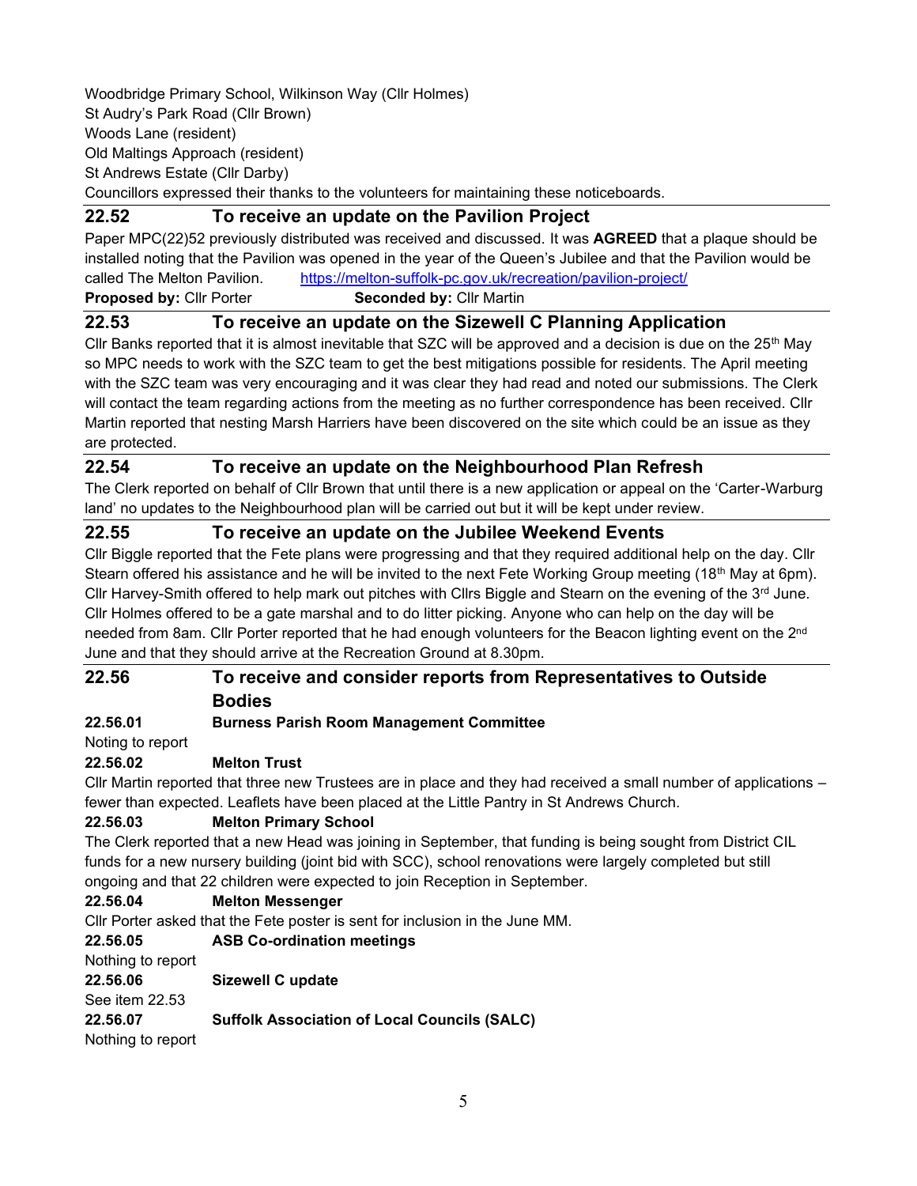Woodbridge Primary School, Wilkinson Way (Cllr Holmes)
St Audry's Park Road (Cllr Brown)
Woods Lane (resident)
Old Maltings Approach (resident)
St Andrews Estate (Cllr Darby)
Councillors expressed their thanks to the volunteers for maintaining these noticeboards.

## 22.52 To receive an update on the Pavilion Project

Paper MPC(22)52 previously distributed was received and discussed. It was **AGREED** that a plaque should be installed noting that the Pavilion was opened in the year of the Queen's Jubilee and that the Pavilion would be called The Melton Pavilion. https://melton-suffolk-pc.gov.uk/recreation/pavilion-project/

**Proposed by:** Cllr Porter **Seconded by:** Cllr Martin

## 22.53 To receive an update on the Sizewell C Planning Application

Cllr Banks reported that it is almost inevitable that SZC will be approved and a decision is due on the 25th May so MPC needs to work with the SZC team to get the best mitigations possible for residents. The April meeting with the SZC team was very encouraging and it was clear they had read and noted our submissions. The Clerk will contact the team regarding actions from the meeting as no further correspondence has been received. Cllr Martin reported that nesting Marsh Harriers have been discovered on the site which could be an issue as they are protected.

## 22.54 To receive an update on the Neighbourhood Plan Refresh

The Clerk reported on behalf of Cllr Brown that until there is a new application or appeal on the 'Carter-Warburg land' no updates to the Neighbourhood plan will be carried out but it will be kept under review.

## 22.55 To receive an update on the Jubilee Weekend Events

Cllr Biggle reported that the Fete plans were progressing and that they required additional help on the day. Cllr Stearn offered his assistance and he will be invited to the next Fete Working Group meeting (18th May at 6pm). Cllr Harvey-Smith offered to help mark out pitches with Cllrs Biggle and Stearn on the evening of the 3rd June. Cllr Holmes offered to be a gate marshal and to do litter picking. Anyone who can help on the day will be needed from 8am. Cllr Porter reported that he had enough volunteers for the Beacon lighting event on the 2nd June and that they should arrive at the Recreation Ground at 8.30pm.

## 22.56 To receive and consider reports from Representatives to Outside Bodies

### 22.56.01 Burness Parish Room Management Committee

Noting to report

### 22.56.02 Melton Trust

Cllr Martin reported that three new Trustees are in place and they had received a small number of applications – fewer than expected. Leaflets have been placed at the Little Pantry in St Andrews Church.

### 22.56.03 Melton Primary School

The Clerk reported that a new Head was joining in September, that funding is being sought from District CIL funds for a new nursery building (joint bid with SCC), school renovations were largely completed but still ongoing and that 22 children were expected to join Reception in September.

### 22.56.04 Melton Messenger

Cllr Porter asked that the Fete poster is sent for inclusion in the June MM.

### 22.56.05 ASB Co-ordination meetings

Nothing to report

### 22.56.06 Sizewell C update

See item 22.53

### 22.56.07 Suffolk Association of Local Councils (SALC)

Nothing to report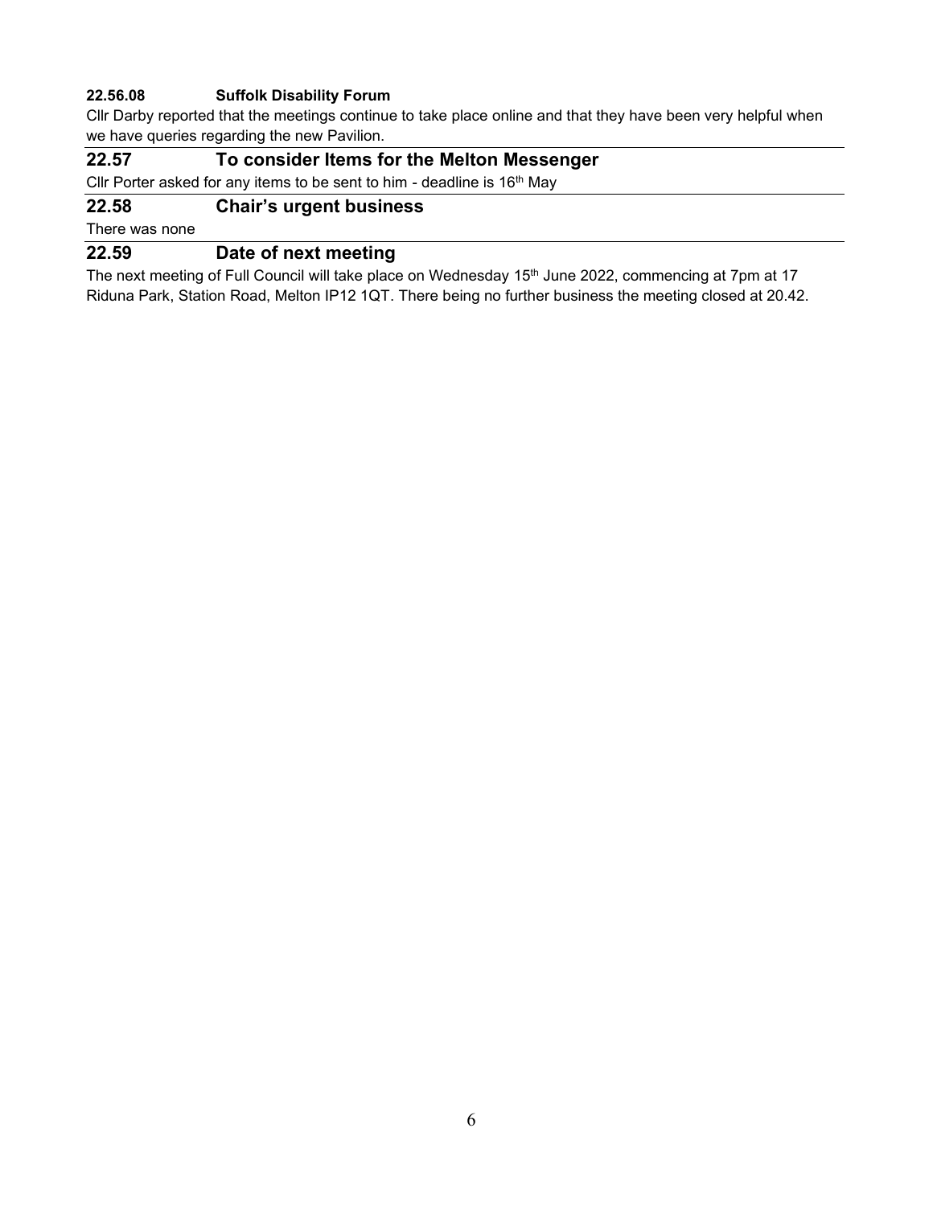#### 22.56.08 Suffolk Disability Forum

Cllr Darby reported that the meetings continue to take place online and that they have been very helpful when we have queries regarding the new Pavilion.

## 22.57 To consider Items for the Melton Messenger

Cllr Porter asked for any items to be sent to him - deadline is 16th May

## 22.58 Chair's urgent business

There was none

## 22.59 Date of next meeting

The next meeting of Full Council will take place on Wednesday 15th June 2022, commencing at 7pm at 17 Riduna Park, Station Road, Melton IP12 1QT. There being no further business the meeting closed at 20.42.